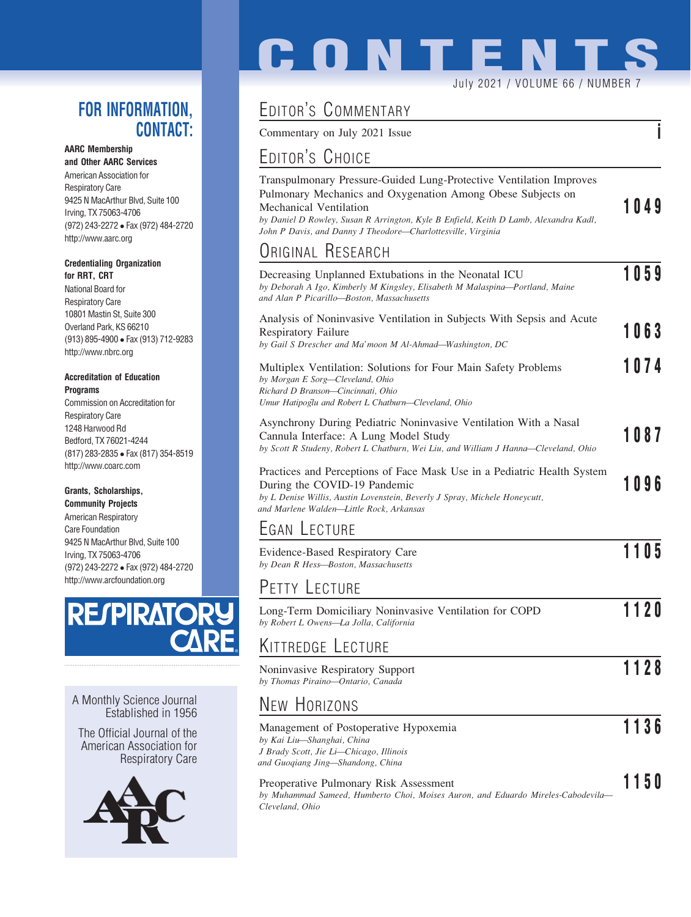# CONTENTS

July 2021 / VOLUME 66 / NUMBER 7

## FOR INFORMATION, CONTACT:

**AARC Membership and Other AARC Services**
American Association for Respiratory Care
9425 N MacArthur Blvd, Suite 100
Irving, TX 75063-4706
(972) 243-2272 • Fax (972) 484-2720
http://www.aarc.org

**Credentialing Organization for RRT, CRT**
National Board for Respiratory Care
10801 Mastin St, Suite 300
Overland Park, KS 66210
(913) 895-4900 • Fax (913) 712-9283
http://www.nbrc.org

**Accreditation of Education Programs**
Commission on Accreditation for Respiratory Care
1248 Harwood Rd
Bedford, TX 76021-4244
(817) 283-2835 • Fax (817) 354-8519
http://www.coarc.com

**Grants, Scholarships, Community Projects**
American Respiratory Care Foundation
9425 N MacArthur Blvd, Suite 100
Irving, TX 75063-4706
(972) 243-2272 • Fax (972) 484-2720
http://www.arcfoundation.org

RESPIRATORY CARE

A Monthly Science Journal Established in 1956

The Official Journal of the American Association for Respiratory Care

AARC

## EDITOR'S COMMENTARY

Commentary on July 2021 Issue — **i**

## EDITOR'S CHOICE

Transpulmonary Pressure-Guided Lung-Protective Ventilation Improves Pulmonary Mechanics and Oxygenation Among Obese Subjects on Mechanical Ventilation — **1049**
*by Daniel D Rowley, Susan R Arrington, Kyle B Enfield, Keith D Lamb, Alexandra Kadl, John P Davis, and Danny J Theodore—Charlottesville, Virginia*

## ORIGINAL RESEARCH

Decreasing Unplanned Extubations in the Neonatal ICU — **1059**
*by Deborah A Igo, Kimberly M Kingsley, Elisabeth M Malaspina—Portland, Maine and Alan P Picarillo—Boston, Massachusetts*

Analysis of Noninvasive Ventilation in Subjects With Sepsis and Acute Respiratory Failure — **1063**
*by Gail S Drescher and Ma'moon M Al-Ahmad—Washington, DC*

Multiplex Ventilation: Solutions for Four Main Safety Problems — **1074**
*by Morgan E Sorg—Cleveland, Ohio*
*Richard D Branson—Cincinnati, Ohio*
*Umur Hatipoğlu and Robert L Chatburn—Cleveland, Ohio*

Asynchrony During Pediatric Noninvasive Ventilation With a Nasal Cannula Interface: A Lung Model Study — **1087**
*by Scott R Studeny, Robert L Chatburn, Wei Liu, and William J Hanna—Cleveland, Ohio*

Practices and Perceptions of Face Mask Use in a Pediatric Health System During the COVID-19 Pandemic — **1096**
*by L Denise Willis, Austin Lovenstein, Beverly J Spray, Michele Honeycutt, and Marlene Walden—Little Rock, Arkansas*

## EGAN LECTURE

Evidence-Based Respiratory Care — **1105**
*by Dean R Hess—Boston, Massachusetts*

## PETTY LECTURE

Long-Term Domiciliary Noninvasive Ventilation for COPD — **1120**
*by Robert L Owens—La Jolla, California*

## KITTREDGE LECTURE

Noninvasive Respiratory Support — **1128**
*by Thomas Piraino—Ontario, Canada*

## NEW HORIZONS

Management of Postoperative Hypoxemia — **1136**
*by Kai Liu—Shanghai, China*
*J Brady Scott, Jie Li—Chicago, Illinois*
*and Guoqiang Jing—Shandong, China*

Preoperative Pulmonary Risk Assessment — **1150**
*by Muhammad Sameed, Humberto Choi, Moises Auron, and Eduardo Mireles-Cabodevila—Cleveland, Ohio*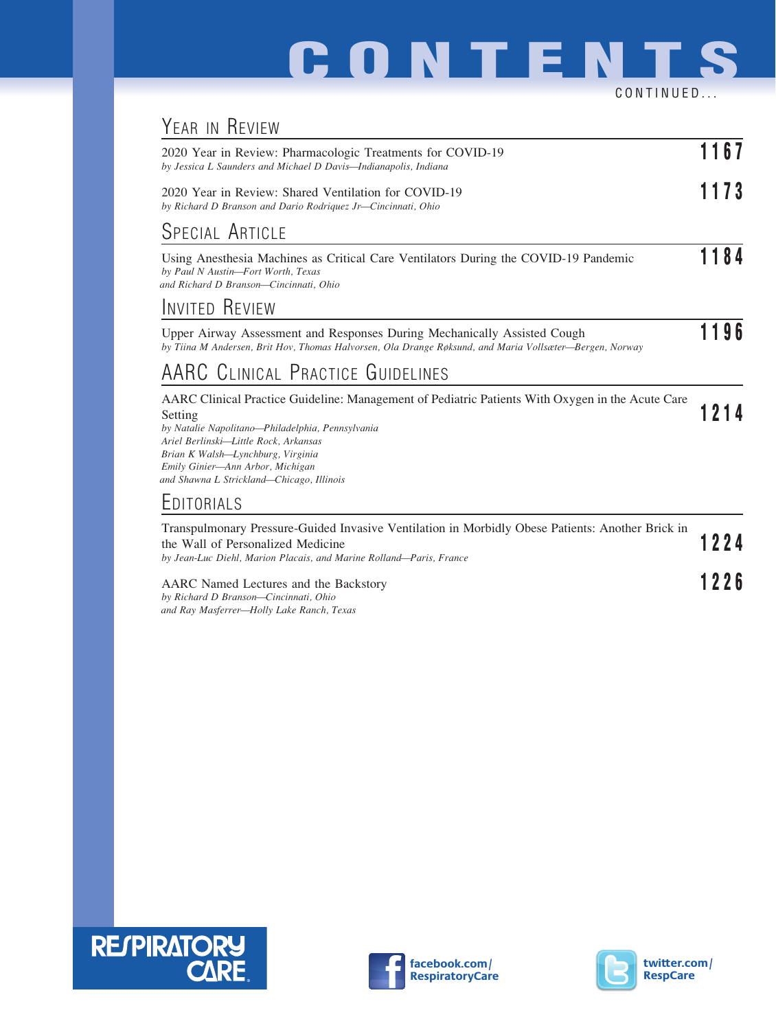# CONTENTS

CONTINUED...

## Year in Review

2020 Year in Review: Pharmacologic Treatments for COVID-19 **1167**
*by Jessica L Saunders and Michael D Davis—Indianapolis, Indiana*

2020 Year in Review: Shared Ventilation for COVID-19 **1173**
*by Richard D Branson and Dario Rodriquez Jr—Cincinnati, Ohio*

## Special Article

Using Anesthesia Machines as Critical Care Ventilators During the COVID-19 Pandemic **1184**
*by Paul N Austin—Fort Worth, Texas*
*and Richard D Branson—Cincinnati, Ohio*

## Invited Review

Upper Airway Assessment and Responses During Mechanically Assisted Cough **1196**
*by Tiina M Andersen, Brit Hov, Thomas Halvorsen, Ola Drange Røksund, and Maria Vollsæter—Bergen, Norway*

## AARC Clinical Practice Guidelines

AARC Clinical Practice Guideline: Management of Pediatric Patients With Oxygen in the Acute Care Setting **1214**
*by Natalie Napolitano—Philadelphia, Pennsylvania*
*Ariel Berlinski—Little Rock, Arkansas*
*Brian K Walsh—Lynchburg, Virginia*
*Emily Ginier—Ann Arbor, Michigan*
*and Shawna L Strickland—Chicago, Illinois*

## Editorials

Transpulmonary Pressure-Guided Invasive Ventilation in Morbidly Obese Patients: Another Brick in the Wall of Personalized Medicine **1224**
*by Jean-Luc Diehl, Marion Placais, and Marine Rolland—Paris, France*

AARC Named Lectures and the Backstory **1226**
*by Richard D Branson—Cincinnati, Ohio*
*and Ray Masferrer—Holly Lake Ranch, Texas*

RESPIRATORY CARE

facebook.com/RespiratoryCare

twitter.com/RespCare